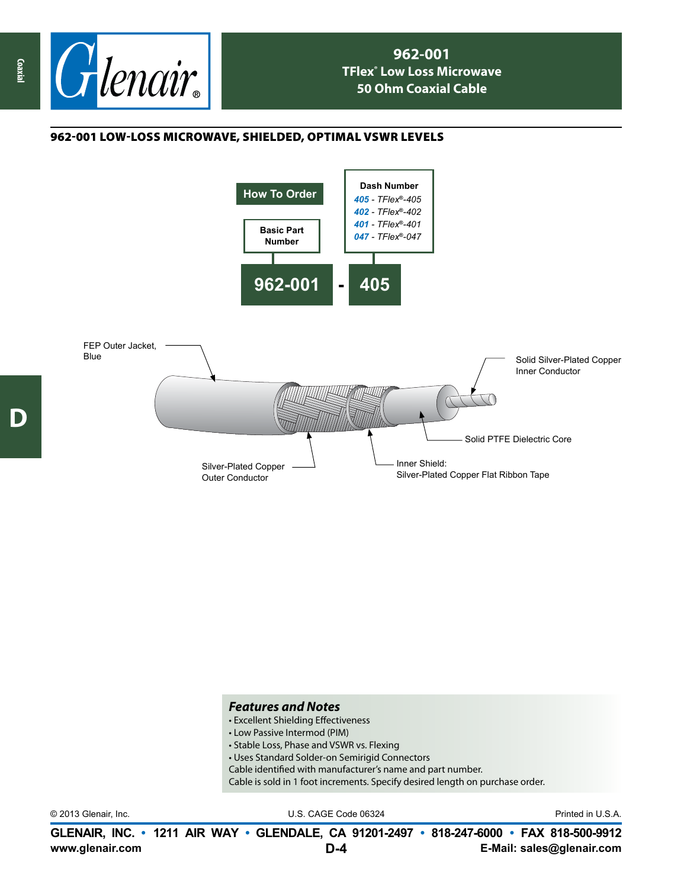# 962-001
## TFlex® Low Loss Microwave 50 Ohm Coaxial Cable

### 962-001 LOW-LOSS MICROWAVE, SHIELDED, OPTIMAL VSWR LEVELS

**How To Order**

| Basic Part Number | | Dash Number |
|---|---|---|
| 962-001 | - | 405 |

**Dash Number**
- **405** - *TFlex®-405*
- **402** - *TFlex®-402*
- **401** - *TFlex®-401*
- **047** - *TFlex®-047*

FEP Outer Jacket, Blue

Solid Silver-Plated Copper Inner Conductor

Solid PTFE Dielectric Core

Silver-Plated Copper Outer Conductor

Inner Shield: Silver-Plated Copper Flat Ribbon Tape

### *Features and Notes*

- Excellent Shielding Effectiveness
- Low Passive Intermod (PIM)
- Stable Loss, Phase and VSWR vs. Flexing
- Uses Standard Solder-on Semirigid Connectors

Cable identified with manufacturer's name and part number.
Cable is sold in 1 foot increments. Specify desired length on purchase order.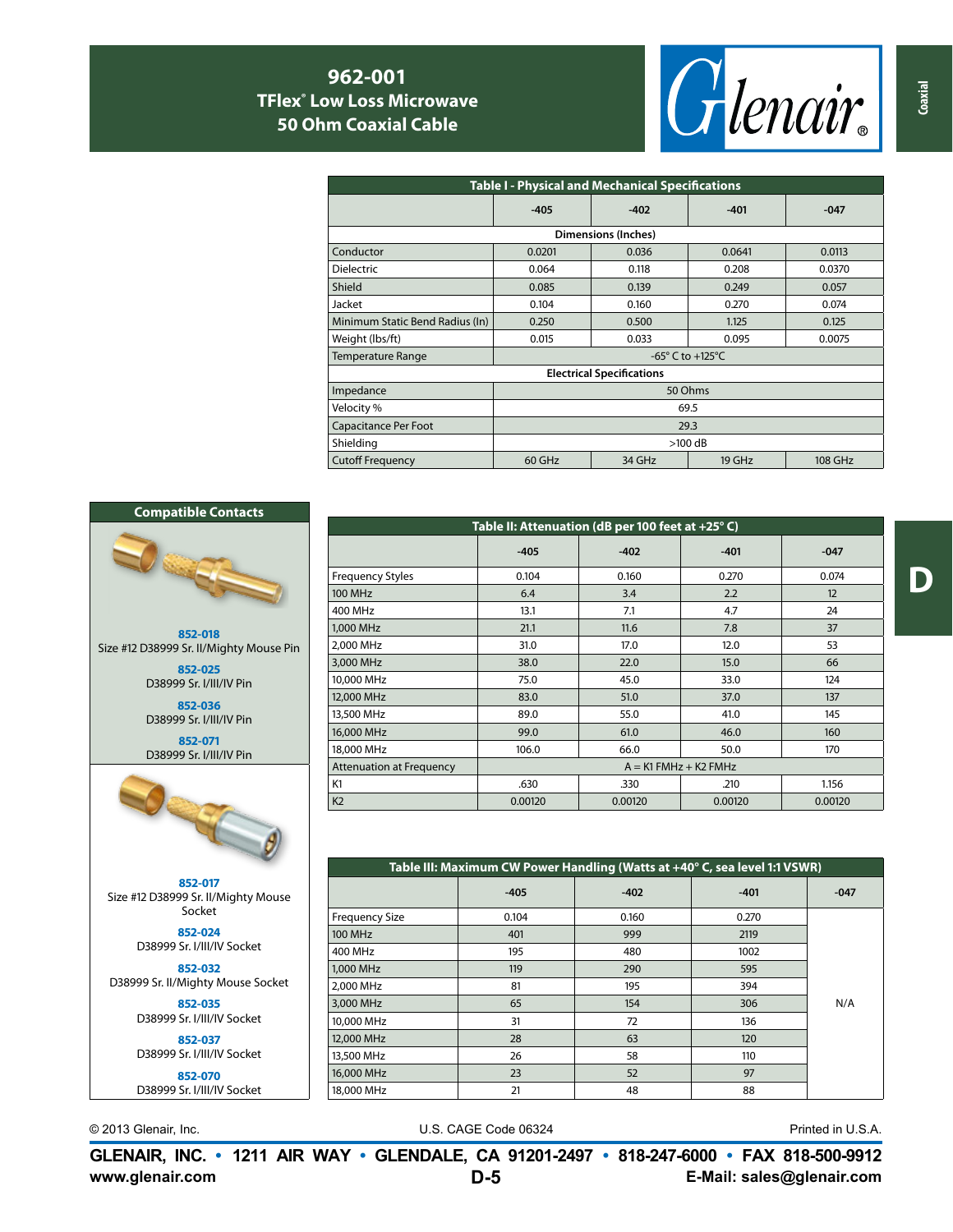# 962-001
## TFlex® Low Loss Microwave 50 Ohm Coaxial Cable

Coaxial

D

**Table I - Physical and Mechanical Specifications**

| | -405 | -402 | -401 | -047 |
|---|---|---|---|---|
| **Dimensions (Inches)** | | | | |
| Conductor | 0.0201 | 0.036 | 0.0641 | 0.0113 |
| Dielectric | 0.064 | 0.118 | 0.208 | 0.0370 |
| Shield | 0.085 | 0.139 | 0.249 | 0.057 |
| Jacket | 0.104 | 0.160 | 0.270 | 0.074 |
| Minimum Static Bend Radius (In) | 0.250 | 0.500 | 1.125 | 0.125 |
| Weight (lbs/ft) | 0.015 | 0.033 | 0.095 | 0.0075 |
| Temperature Range | -65° C to +125°C | | | |
| **Electrical Specifications** | | | | |
| Impedance | 50 Ohms | | | |
| Velocity % | 69.5 | | | |
| Capacitance Per Foot | 29.3 | | | |
| Shielding | >100 dB | | | |
| Cutoff Frequency | 60 GHz | 34 GHz | 19 GHz | 108 GHz |

**Compatible Contacts**

**852-018**
Size #12 D38999 Sr. II/Mighty Mouse Pin

**852-025**
D38999 Sr. I/III/IV Pin

**852-036**
D38999 Sr. I/III/IV Pin

**852-071**
D38999 Sr. I/III/IV Pin

**852-017**
Size #12 D38999 Sr. II/Mighty Mouse Socket

**852-024**
D38999 Sr. I/III/IV Socket

**852-032**
D38999 Sr. II/Mighty Mouse Socket

**852-035**
D38999 Sr. I/III/IV Socket

**852-037**
D38999 Sr. I/III/IV Socket

**852-070**
D38999 Sr. I/III/IV Socket

**Table II: Attenuation (dB per 100 feet at +25° C)**

| | -405 | -402 | -401 | -047 |
|---|---|---|---|---|
| Frequency Styles | 0.104 | 0.160 | 0.270 | 0.074 |
| 100 MHz | 6.4 | 3.4 | 2.2 | 12 |
| 400 MHz | 13.1 | 7.1 | 4.7 | 24 |
| 1,000 MHz | 21.1 | 11.6 | 7.8 | 37 |
| 2,000 MHz | 31.0 | 17.0 | 12.0 | 53 |
| 3,000 MHz | 38.0 | 22.0 | 15.0 | 66 |
| 10,000 MHz | 75.0 | 45.0 | 33.0 | 124 |
| 12,000 MHz | 83.0 | 51.0 | 37.0 | 137 |
| 13,500 MHz | 89.0 | 55.0 | 41.0 | 145 |
| 16,000 MHz | 99.0 | 61.0 | 46.0 | 160 |
| 18,000 MHz | 106.0 | 66.0 | 50.0 | 170 |
| Attenuation at Frequency | A = K1 FMHz + K2 FMHz | | | |
| K1 | .630 | .330 | .210 | 1.156 |
| K2 | 0.00120 | 0.00120 | 0.00120 | 0.00120 |

**Table III: Maximum CW Power Handling (Watts at +40° C, sea level 1:1 VSWR)**

| | -405 | -402 | -401 | -047 |
|---|---|---|---|---|
| Frequency Size | 0.104 | 0.160 | 0.270 | N/A |
| 100 MHz | 401 | 999 | 2119 | |
| 400 MHz | 195 | 480 | 1002 | |
| 1,000 MHz | 119 | 290 | 595 | |
| 2,000 MHz | 81 | 195 | 394 | |
| 3,000 MHz | 65 | 154 | 306 | |
| 10,000 MHz | 31 | 72 | 136 | |
| 12,000 MHz | 28 | 63 | 120 | |
| 13,500 MHz | 26 | 58 | 110 | |
| 16,000 MHz | 23 | 52 | 97 | |
| 18,000 MHz | 21 | 48 | 88 | |

© 2013 Glenair, Inc. U.S. CAGE Code 06324 Printed in U.S.A.

**GLENAIR, INC. • 1211 AIR WAY • GLENDALE, CA 91201-2497 • 818-247-6000 • FAX 818-500-9912**
**www.glenair.com** **E-Mail: sales@glenair.com**